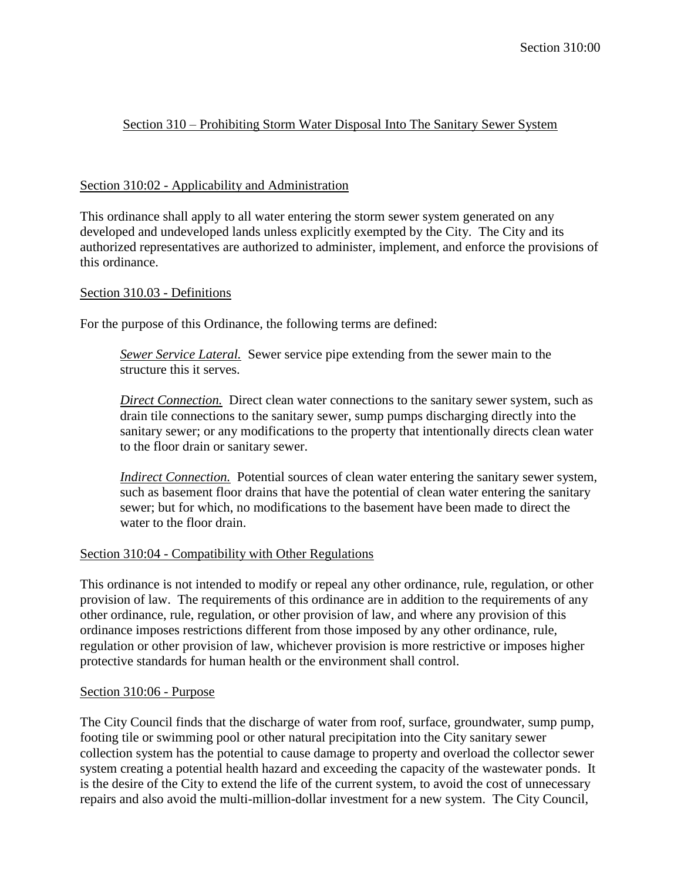# Section 310 – Prohibiting Storm Water Disposal Into The Sanitary Sewer System

## Section 310:02 - Applicability and Administration

This ordinance shall apply to all water entering the storm sewer system generated on any developed and undeveloped lands unless explicitly exempted by the City. The City and its authorized representatives are authorized to administer, implement, and enforce the provisions of this ordinance.

## Section 310.03 - Definitions

For the purpose of this Ordinance, the following terms are defined:

> ***Sewer Service Lateral.*** Sewer service pipe extending from the sewer main to the structure this it serves.
>
> ***Direct Connection.*** Direct clean water connections to the sanitary sewer system, such as drain tile connections to the sanitary sewer, sump pumps discharging directly into the sanitary sewer; or any modifications to the property that intentionally directs clean water to the floor drain or sanitary sewer.
>
> ***Indirect Connection.*** Potential sources of clean water entering the sanitary sewer system, such as basement floor drains that have the potential of clean water entering the sanitary sewer; but for which, no modifications to the basement have been made to direct the water to the floor drain.

## Section 310:04 - Compatibility with Other Regulations

This ordinance is not intended to modify or repeal any other ordinance, rule, regulation, or other provision of law. The requirements of this ordinance are in addition to the requirements of any other ordinance, rule, regulation, or other provision of law, and where any provision of this ordinance imposes restrictions different from those imposed by any other ordinance, rule, regulation or other provision of law, whichever provision is more restrictive or imposes higher protective standards for human health or the environment shall control.

## Section 310:06 - Purpose

The City Council finds that the discharge of water from roof, surface, groundwater, sump pump, footing tile or swimming pool or other natural precipitation into the City sanitary sewer collection system has the potential to cause damage to property and overload the collector sewer system creating a potential health hazard and exceeding the capacity of the wastewater ponds. It is the desire of the City to extend the life of the current system, to avoid the cost of unnecessary repairs and also avoid the multi-million-dollar investment for a new system. The City Council,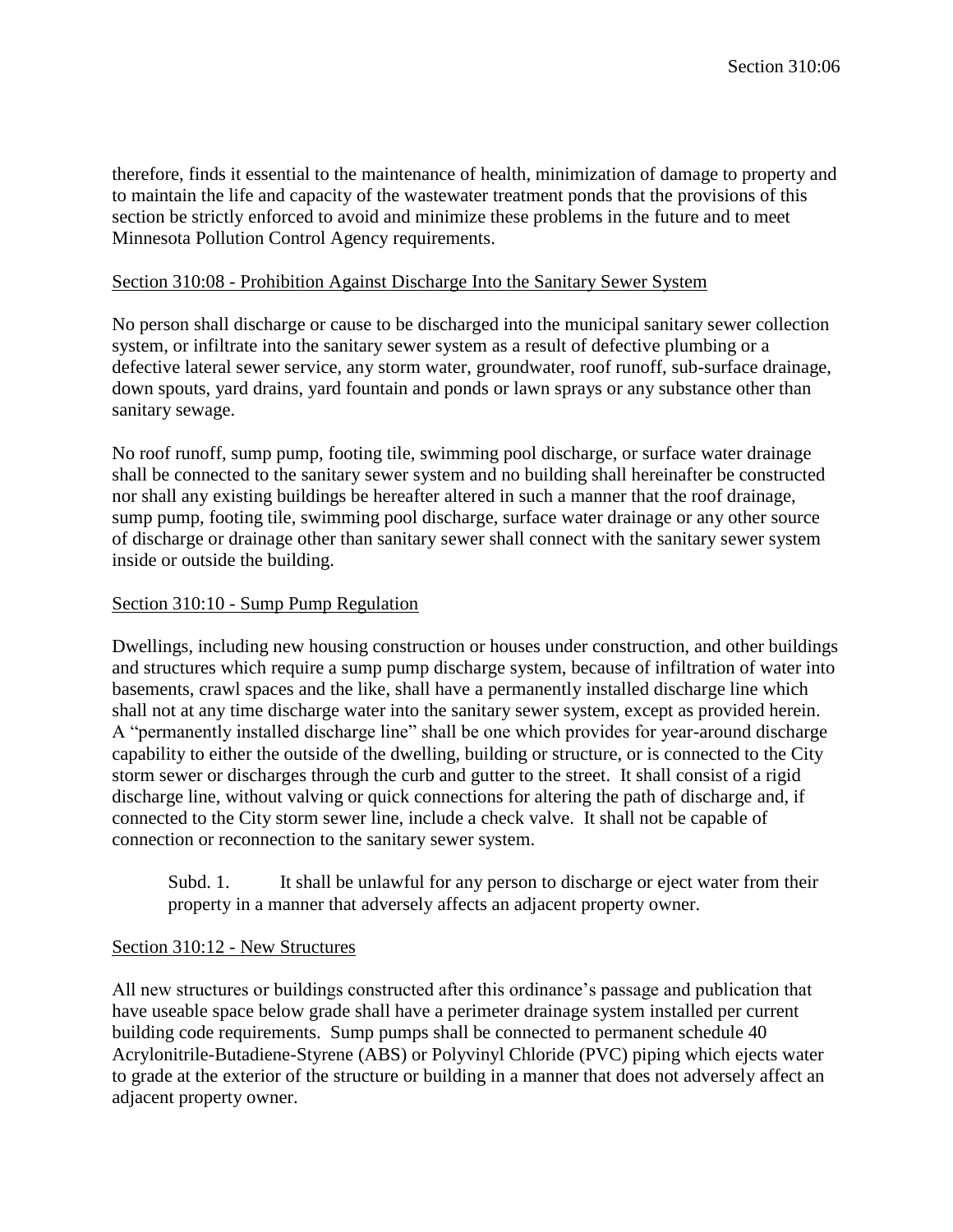therefore, finds it essential to the maintenance of health, minimization of damage to property and to maintain the life and capacity of the wastewater treatment ponds that the provisions of this section be strictly enforced to avoid and minimize these problems in the future and to meet Minnesota Pollution Control Agency requirements.

## Section 310:08 - Prohibition Against Discharge Into the Sanitary Sewer System

No person shall discharge or cause to be discharged into the municipal sanitary sewer collection system, or infiltrate into the sanitary sewer system as a result of defective plumbing or a defective lateral sewer service, any storm water, groundwater, roof runoff, sub-surface drainage, down spouts, yard drains, yard fountain and ponds or lawn sprays or any substance other than sanitary sewage.

No roof runoff, sump pump, footing tile, swimming pool discharge, or surface water drainage shall be connected to the sanitary sewer system and no building shall hereinafter be constructed nor shall any existing buildings be hereafter altered in such a manner that the roof drainage, sump pump, footing tile, swimming pool discharge, surface water drainage or any other source of discharge or drainage other than sanitary sewer shall connect with the sanitary sewer system inside or outside the building.

## Section 310:10 - Sump Pump Regulation

Dwellings, including new housing construction or houses under construction, and other buildings and structures which require a sump pump discharge system, because of infiltration of water into basements, crawl spaces and the like, shall have a permanently installed discharge line which shall not at any time discharge water into the sanitary sewer system, except as provided herein. A "permanently installed discharge line" shall be one which provides for year-around discharge capability to either the outside of the dwelling, building or structure, or is connected to the City storm sewer or discharges through the curb and gutter to the street. It shall consist of a rigid discharge line, without valving or quick connections for altering the path of discharge and, if connected to the City storm sewer line, include a check valve. It shall not be capable of connection or reconnection to the sanitary sewer system.

Subd. 1. It shall be unlawful for any person to discharge or eject water from their property in a manner that adversely affects an adjacent property owner.

## Section 310:12 - New Structures

All new structures or buildings constructed after this ordinance's passage and publication that have useable space below grade shall have a perimeter drainage system installed per current building code requirements. Sump pumps shall be connected to permanent schedule 40 Acrylonitrile-Butadiene-Styrene (ABS) or Polyvinyl Chloride (PVC) piping which ejects water to grade at the exterior of the structure or building in a manner that does not adversely affect an adjacent property owner.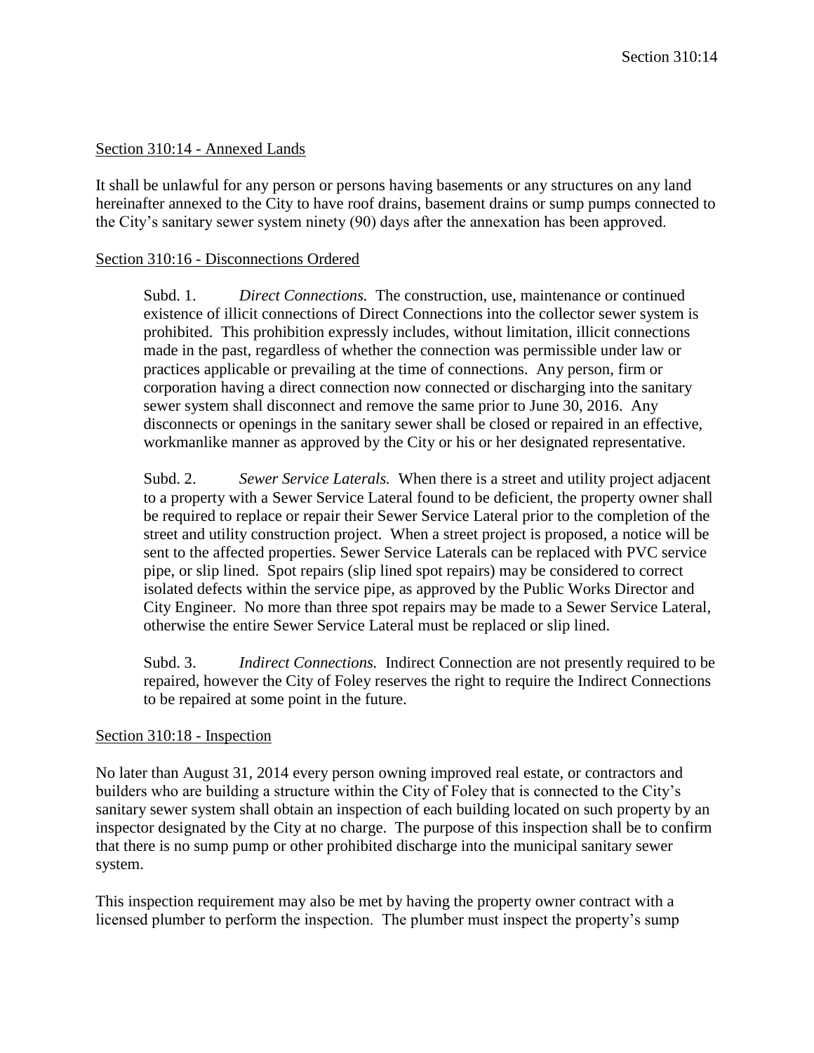## Section 310:14 - Annexed Lands

It shall be unlawful for any person or persons having basements or any structures on any land hereinafter annexed to the City to have roof drains, basement drains or sump pumps connected to the City's sanitary sewer system ninety (90) days after the annexation has been approved.

## Section 310:16 - Disconnections Ordered

Subd. 1. *Direct Connections.* The construction, use, maintenance or continued existence of illicit connections of Direct Connections into the collector sewer system is prohibited. This prohibition expressly includes, without limitation, illicit connections made in the past, regardless of whether the connection was permissible under law or practices applicable or prevailing at the time of connections. Any person, firm or corporation having a direct connection now connected or discharging into the sanitary sewer system shall disconnect and remove the same prior to June 30, 2016. Any disconnects or openings in the sanitary sewer shall be closed or repaired in an effective, workmanlike manner as approved by the City or his or her designated representative.

Subd. 2. *Sewer Service Laterals.* When there is a street and utility project adjacent to a property with a Sewer Service Lateral found to be deficient, the property owner shall be required to replace or repair their Sewer Service Lateral prior to the completion of the street and utility construction project. When a street project is proposed, a notice will be sent to the affected properties. Sewer Service Laterals can be replaced with PVC service pipe, or slip lined. Spot repairs (slip lined spot repairs) may be considered to correct isolated defects within the service pipe, as approved by the Public Works Director and City Engineer. No more than three spot repairs may be made to a Sewer Service Lateral, otherwise the entire Sewer Service Lateral must be replaced or slip lined.

Subd. 3. *Indirect Connections.* Indirect Connection are not presently required to be repaired, however the City of Foley reserves the right to require the Indirect Connections to be repaired at some point in the future.

## Section 310:18 - Inspection

No later than August 31, 2014 every person owning improved real estate, or contractors and builders who are building a structure within the City of Foley that is connected to the City's sanitary sewer system shall obtain an inspection of each building located on such property by an inspector designated by the City at no charge. The purpose of this inspection shall be to confirm that there is no sump pump or other prohibited discharge into the municipal sanitary sewer system.

This inspection requirement may also be met by having the property owner contract with a licensed plumber to perform the inspection. The plumber must inspect the property's sump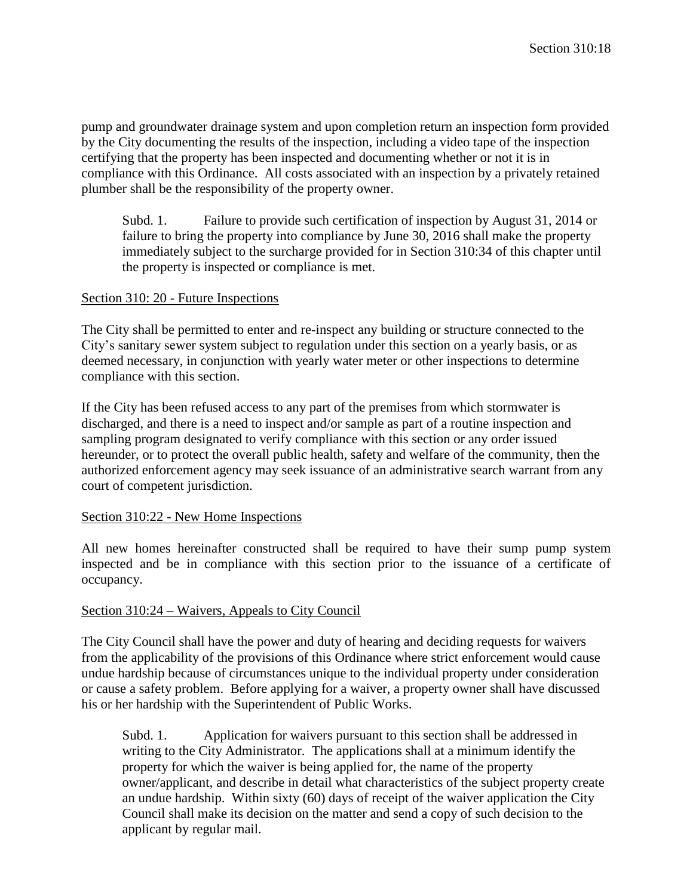pump and groundwater drainage system and upon completion return an inspection form provided by the City documenting the results of the inspection, including a video tape of the inspection certifying that the property has been inspected and documenting whether or not it is in compliance with this Ordinance. All costs associated with an inspection by a privately retained plumber shall be the responsibility of the property owner.

> Subd. 1. Failure to provide such certification of inspection by August 31, 2014 or failure to bring the property into compliance by June 30, 2016 shall make the property immediately subject to the surcharge provided for in Section 310:34 of this chapter until the property is inspected or compliance is met.

Section 310: 20 - Future Inspections

The City shall be permitted to enter and re-inspect any building or structure connected to the City's sanitary sewer system subject to regulation under this section on a yearly basis, or as deemed necessary, in conjunction with yearly water meter or other inspections to determine compliance with this section.

If the City has been refused access to any part of the premises from which stormwater is discharged, and there is a need to inspect and/or sample as part of a routine inspection and sampling program designated to verify compliance with this section or any order issued hereunder, or to protect the overall public health, safety and welfare of the community, then the authorized enforcement agency may seek issuance of an administrative search warrant from any court of competent jurisdiction.

Section 310:22 - New Home Inspections

All new homes hereinafter constructed shall be required to have their sump pump system inspected and be in compliance with this section prior to the issuance of a certificate of occupancy.

Section 310:24 – Waivers, Appeals to City Council

The City Council shall have the power and duty of hearing and deciding requests for waivers from the applicability of the provisions of this Ordinance where strict enforcement would cause undue hardship because of circumstances unique to the individual property under consideration or cause a safety problem. Before applying for a waiver, a property owner shall have discussed his or her hardship with the Superintendent of Public Works.

> Subd. 1. Application for waivers pursuant to this section shall be addressed in writing to the City Administrator. The applications shall at a minimum identify the property for which the waiver is being applied for, the name of the property owner/applicant, and describe in detail what characteristics of the subject property create an undue hardship. Within sixty (60) days of receipt of the waiver application the City Council shall make its decision on the matter and send a copy of such decision to the applicant by regular mail.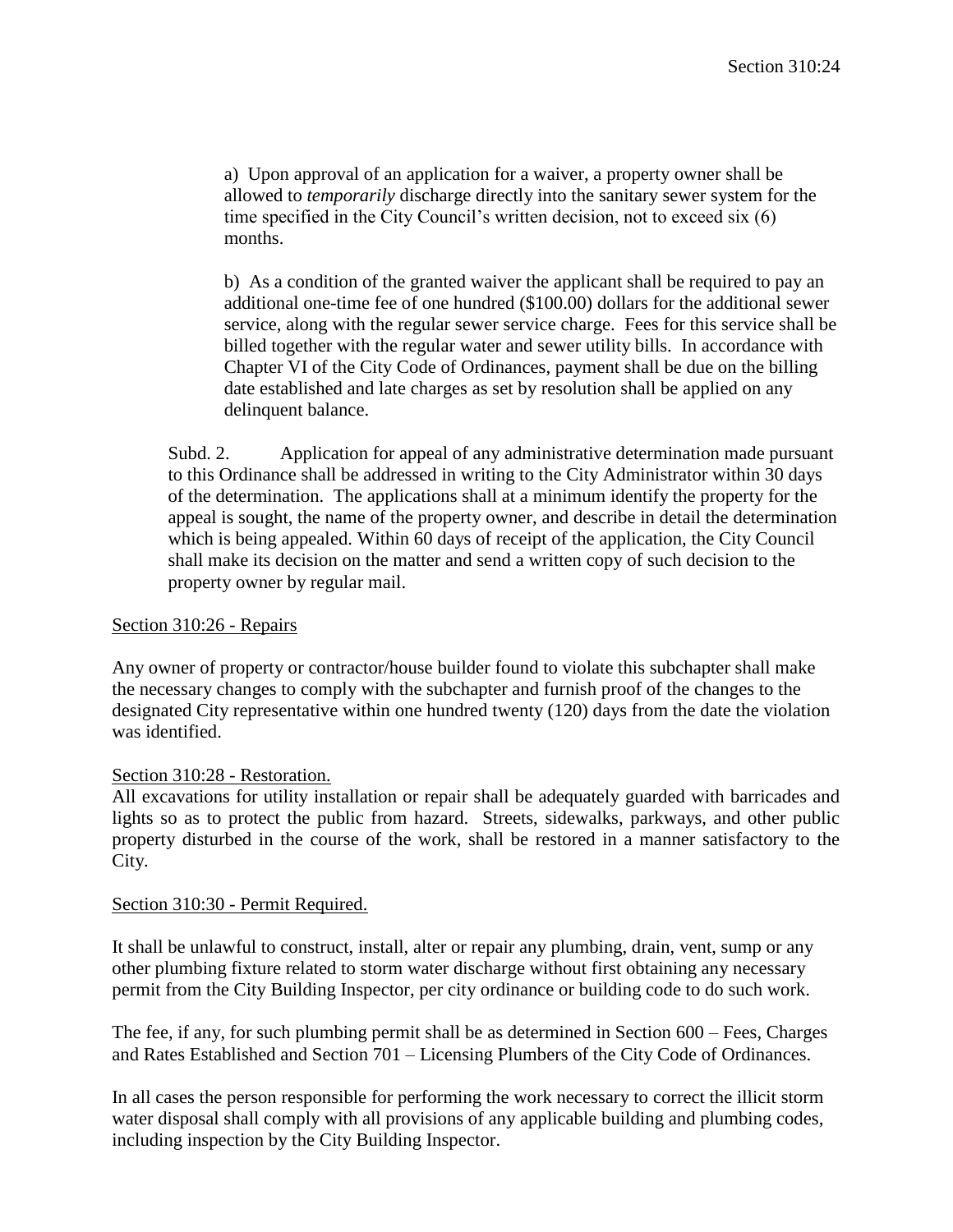a) Upon approval of an application for a waiver, a property owner shall be allowed to *temporarily* discharge directly into the sanitary sewer system for the time specified in the City Council's written decision, not to exceed six (6) months.

b) As a condition of the granted waiver the applicant shall be required to pay an additional one-time fee of one hundred ($100.00) dollars for the additional sewer service, along with the regular sewer service charge. Fees for this service shall be billed together with the regular water and sewer utility bills. In accordance with Chapter VI of the City Code of Ordinances, payment shall be due on the billing date established and late charges as set by resolution shall be applied on any delinquent balance.

Subd. 2. Application for appeal of any administrative determination made pursuant to this Ordinance shall be addressed in writing to the City Administrator within 30 days of the determination. The applications shall at a minimum identify the property for the appeal is sought, the name of the property owner, and describe in detail the determination which is being appealed. Within 60 days of receipt of the application, the City Council shall make its decision on the matter and send a written copy of such decision to the property owner by regular mail.

## Section 310:26 - Repairs

Any owner of property or contractor/house builder found to violate this subchapter shall make the necessary changes to comply with the subchapter and furnish proof of the changes to the designated City representative within one hundred twenty (120) days from the date the violation was identified.

## Section 310:28 - Restoration.

All excavations for utility installation or repair shall be adequately guarded with barricades and lights so as to protect the public from hazard. Streets, sidewalks, parkways, and other public property disturbed in the course of the work, shall be restored in a manner satisfactory to the City.

## Section 310:30 - Permit Required.

It shall be unlawful to construct, install, alter or repair any plumbing, drain, vent, sump or any other plumbing fixture related to storm water discharge without first obtaining any necessary permit from the City Building Inspector, per city ordinance or building code to do such work.

The fee, if any, for such plumbing permit shall be as determined in Section 600 – Fees, Charges and Rates Established and Section 701 – Licensing Plumbers of the City Code of Ordinances.

In all cases the person responsible for performing the work necessary to correct the illicit storm water disposal shall comply with all provisions of any applicable building and plumbing codes, including inspection by the City Building Inspector.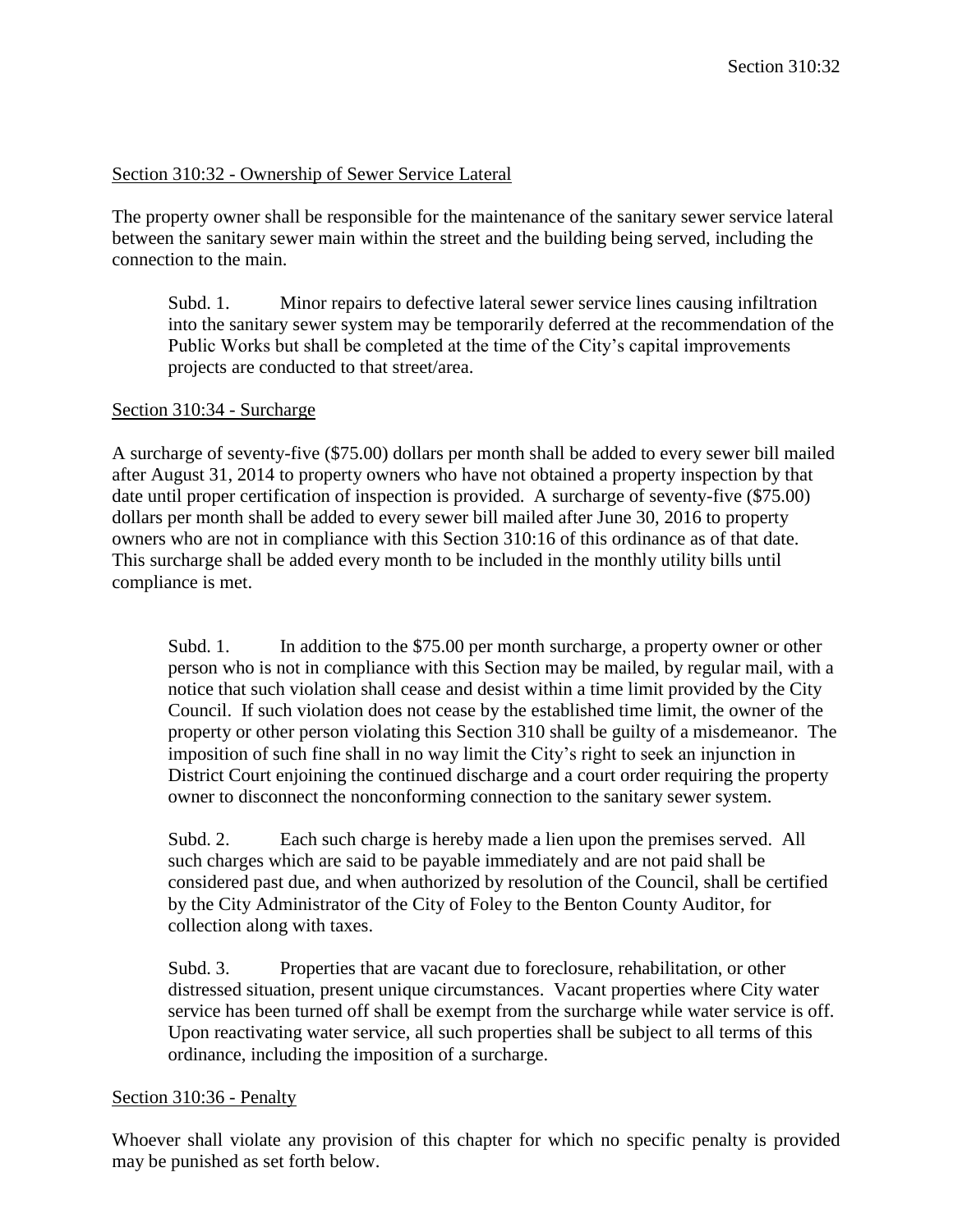Section 310:32 - Ownership of Sewer Service Lateral

The property owner shall be responsible for the maintenance of the sanitary sewer service lateral between the sanitary sewer main within the street and the building being served, including the connection to the main.

Subd. 1. Minor repairs to defective lateral sewer service lines causing infiltration into the sanitary sewer system may be temporarily deferred at the recommendation of the Public Works but shall be completed at the time of the City's capital improvements projects are conducted to that street/area.

Section 310:34 - Surcharge

A surcharge of seventy-five ($75.00) dollars per month shall be added to every sewer bill mailed after August 31, 2014 to property owners who have not obtained a property inspection by that date until proper certification of inspection is provided. A surcharge of seventy-five ($75.00) dollars per month shall be added to every sewer bill mailed after June 30, 2016 to property owners who are not in compliance with this Section 310:16 of this ordinance as of that date. This surcharge shall be added every month to be included in the monthly utility bills until compliance is met.

Subd. 1. In addition to the $75.00 per month surcharge, a property owner or other person who is not in compliance with this Section may be mailed, by regular mail, with a notice that such violation shall cease and desist within a time limit provided by the City Council. If such violation does not cease by the established time limit, the owner of the property or other person violating this Section 310 shall be guilty of a misdemeanor. The imposition of such fine shall in no way limit the City's right to seek an injunction in District Court enjoining the continued discharge and a court order requiring the property owner to disconnect the nonconforming connection to the sanitary sewer system.

Subd. 2. Each such charge is hereby made a lien upon the premises served. All such charges which are said to be payable immediately and are not paid shall be considered past due, and when authorized by resolution of the Council, shall be certified by the City Administrator of the City of Foley to the Benton County Auditor, for collection along with taxes.

Subd. 3. Properties that are vacant due to foreclosure, rehabilitation, or other distressed situation, present unique circumstances. Vacant properties where City water service has been turned off shall be exempt from the surcharge while water service is off. Upon reactivating water service, all such properties shall be subject to all terms of this ordinance, including the imposition of a surcharge.

Section 310:36 - Penalty

Whoever shall violate any provision of this chapter for which no specific penalty is provided may be punished as set forth below.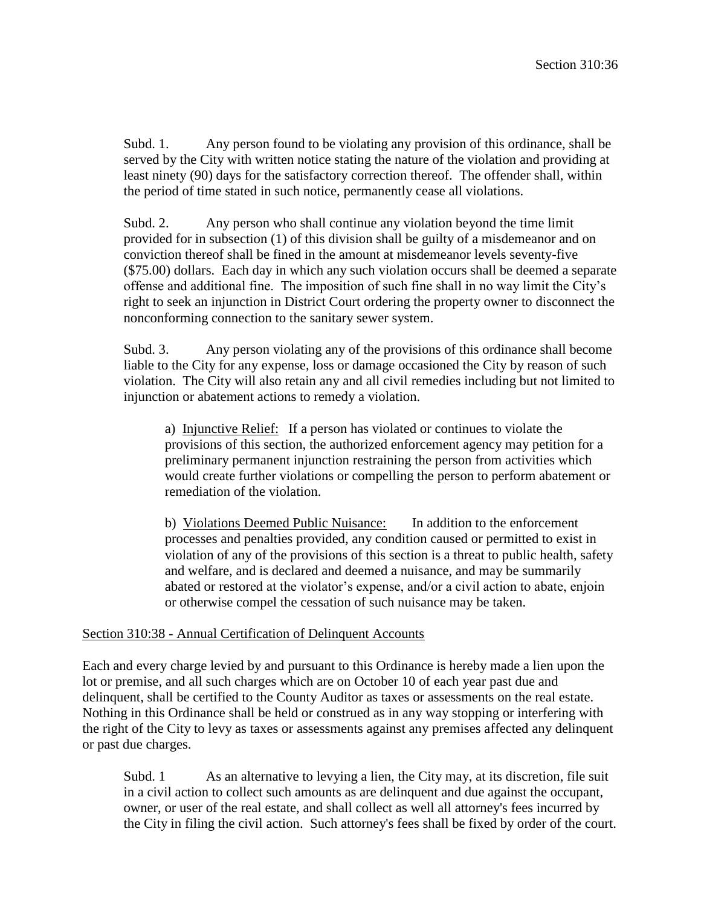Subd. 1. Any person found to be violating any provision of this ordinance, shall be served by the City with written notice stating the nature of the violation and providing at least ninety (90) days for the satisfactory correction thereof. The offender shall, within the period of time stated in such notice, permanently cease all violations.

Subd. 2. Any person who shall continue any violation beyond the time limit provided for in subsection (1) of this division shall be guilty of a misdemeanor and on conviction thereof shall be fined in the amount at misdemeanor levels seventy-five ($75.00) dollars. Each day in which any such violation occurs shall be deemed a separate offense and additional fine. The imposition of such fine shall in no way limit the City's right to seek an injunction in District Court ordering the property owner to disconnect the nonconforming connection to the sanitary sewer system.

Subd. 3. Any person violating any of the provisions of this ordinance shall become liable to the City for any expense, loss or damage occasioned the City by reason of such violation. The City will also retain any and all civil remedies including but not limited to injunction or abatement actions to remedy a violation.

a) Injunctive Relief: If a person has violated or continues to violate the provisions of this section, the authorized enforcement agency may petition for a preliminary permanent injunction restraining the person from activities which would create further violations or compelling the person to perform abatement or remediation of the violation.

b) Violations Deemed Public Nuisance: In addition to the enforcement processes and penalties provided, any condition caused or permitted to exist in violation of any of the provisions of this section is a threat to public health, safety and welfare, and is declared and deemed a nuisance, and may be summarily abated or restored at the violator's expense, and/or a civil action to abate, enjoin or otherwise compel the cessation of such nuisance may be taken.

## Section 310:38 - Annual Certification of Delinquent Accounts

Each and every charge levied by and pursuant to this Ordinance is hereby made a lien upon the lot or premise, and all such charges which are on October 10 of each year past due and delinquent, shall be certified to the County Auditor as taxes or assessments on the real estate. Nothing in this Ordinance shall be held or construed as in any way stopping or interfering with the right of the City to levy as taxes or assessments against any premises affected any delinquent or past due charges.

Subd. 1 As an alternative to levying a lien, the City may, at its discretion, file suit in a civil action to collect such amounts as are delinquent and due against the occupant, owner, or user of the real estate, and shall collect as well all attorney's fees incurred by the City in filing the civil action. Such attorney's fees shall be fixed by order of the court.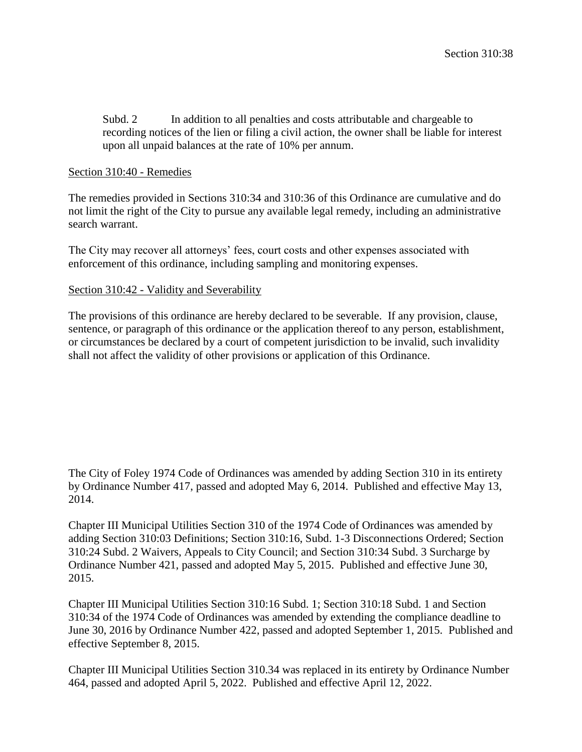Subd. 2 In addition to all penalties and costs attributable and chargeable to recording notices of the lien or filing a civil action, the owner shall be liable for interest upon all unpaid balances at the rate of 10% per annum.

Section 310:40 - Remedies

The remedies provided in Sections 310:34 and 310:36 of this Ordinance are cumulative and do not limit the right of the City to pursue any available legal remedy, including an administrative search warrant.

The City may recover all attorneys' fees, court costs and other expenses associated with enforcement of this ordinance, including sampling and monitoring expenses.

Section 310:42 - Validity and Severability

The provisions of this ordinance are hereby declared to be severable. If any provision, clause, sentence, or paragraph of this ordinance or the application thereof to any person, establishment, or circumstances be declared by a court of competent jurisdiction to be invalid, such invalidity shall not affect the validity of other provisions or application of this Ordinance.

The City of Foley 1974 Code of Ordinances was amended by adding Section 310 in its entirety by Ordinance Number 417, passed and adopted May 6, 2014. Published and effective May 13, 2014.

Chapter III Municipal Utilities Section 310 of the 1974 Code of Ordinances was amended by adding Section 310:03 Definitions; Section 310:16, Subd. 1-3 Disconnections Ordered; Section 310:24 Subd. 2 Waivers, Appeals to City Council; and Section 310:34 Subd. 3 Surcharge by Ordinance Number 421, passed and adopted May 5, 2015. Published and effective June 30, 2015.

Chapter III Municipal Utilities Section 310:16 Subd. 1; Section 310:18 Subd. 1 and Section 310:34 of the 1974 Code of Ordinances was amended by extending the compliance deadline to June 30, 2016 by Ordinance Number 422, passed and adopted September 1, 2015. Published and effective September 8, 2015.

Chapter III Municipal Utilities Section 310.34 was replaced in its entirety by Ordinance Number 464, passed and adopted April 5, 2022. Published and effective April 12, 2022.